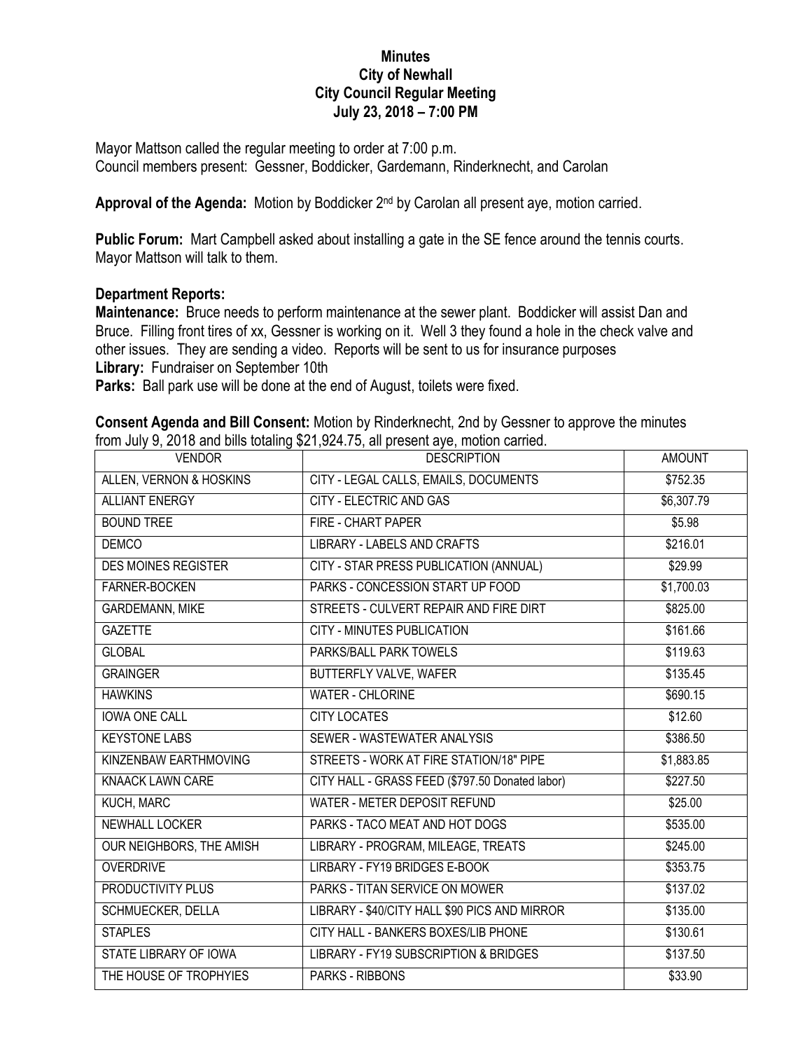**Minutes**
**City of Newhall**
**City Council Regular Meeting**
**July 23, 2018 – 7:00 PM**

Mayor Mattson called the regular meeting to order at 7:00 p.m.
Council members present: Gessner, Boddicker, Gardemann, Rinderknecht, and Carolan

**Approval of the Agenda:** Motion by Boddicker 2nd by Carolan all present aye, motion carried.

**Public Forum:** Mart Campbell asked about installing a gate in the SE fence around the tennis courts. Mayor Mattson will talk to them.

**Department Reports:**

**Maintenance:** Bruce needs to perform maintenance at the sewer plant. Boddicker will assist Dan and Bruce. Filling front tires of xx, Gessner is working on it. Well 3 they found a hole in the check valve and other issues. They are sending a video. Reports will be sent to us for insurance purposes

**Library:** Fundraiser on September 10th

**Parks:** Ball park use will be done at the end of August, toilets were fixed.

**Consent Agenda and Bill Consent:** Motion by Rinderknecht, 2nd by Gessner to approve the minutes from July 9, 2018 and bills totaling $21,924.75, all present aye, motion carried.

| VENDOR | DESCRIPTION | AMOUNT |
|---|---|---|
| ALLEN, VERNON & HOSKINS | CITY - LEGAL CALLS, EMAILS, DOCUMENTS | $752.35 |
| ALLIANT ENERGY | CITY - ELECTRIC AND GAS | $6,307.79 |
| BOUND TREE | FIRE - CHART PAPER | $5.98 |
| DEMCO | LIBRARY - LABELS AND CRAFTS | $216.01 |
| DES MOINES REGISTER | CITY - STAR PRESS PUBLICATION (ANNUAL) | $29.99 |
| FARNER-BOCKEN | PARKS - CONCESSION START UP FOOD | $1,700.03 |
| GARDEMANN, MIKE | STREETS - CULVERT REPAIR AND FIRE DIRT | $825.00 |
| GAZETTE | CITY - MINUTES PUBLICATION | $161.66 |
| GLOBAL | PARKS/BALL PARK TOWELS | $119.63 |
| GRAINGER | BUTTERFLY VALVE, WAFER | $135.45 |
| HAWKINS | WATER - CHLORINE | $690.15 |
| IOWA ONE CALL | CITY LOCATES | $12.60 |
| KEYSTONE LABS | SEWER - WASTEWATER ANALYSIS | $386.50 |
| KINZENBAW EARTHMOVING | STREETS - WORK AT FIRE STATION/18" PIPE | $1,883.85 |
| KNAACK LAWN CARE | CITY HALL - GRASS FEED ($797.50 Donated labor) | $227.50 |
| KUCH, MARC | WATER - METER DEPOSIT REFUND | $25.00 |
| NEWHALL LOCKER | PARKS - TACO MEAT AND HOT DOGS | $535.00 |
| OUR NEIGHBORS, THE AMISH | LIBRARY - PROGRAM, MILEAGE, TREATS | $245.00 |
| OVERDRIVE | LIRBARY - FY19 BRIDGES E-BOOK | $353.75 |
| PRODUCTIVITY PLUS | PARKS - TITAN SERVICE ON MOWER | $137.02 |
| SCHMUECKER, DELLA | LIBRARY - $40/CITY HALL $90 PICS AND MIRROR | $135.00 |
| STAPLES | CITY HALL - BANKERS BOXES/LIB PHONE | $130.61 |
| STATE LIBRARY OF IOWA | LIBRARY - FY19 SUBSCRIPTION & BRIDGES | $137.50 |
| THE HOUSE OF TROPHYIES | PARKS - RIBBONS | $33.90 |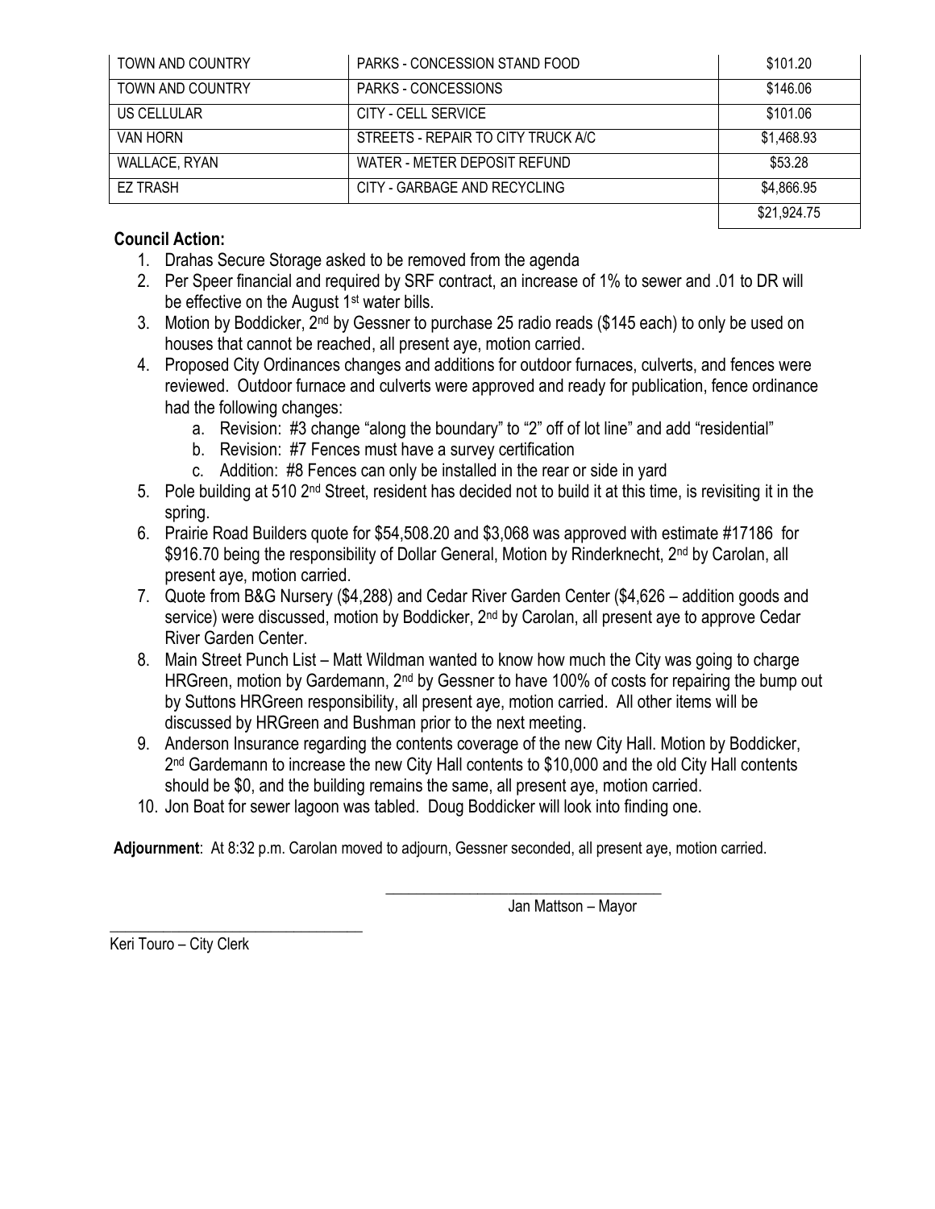| | | |
|---|---|---|
| TOWN AND COUNTRY | PARKS - CONCESSION STAND FOOD | $101.20 |
| TOWN AND COUNTRY | PARKS - CONCESSIONS | $146.06 |
| US CELLULAR | CITY - CELL SERVICE | $101.06 |
| VAN HORN | STREETS - REPAIR TO CITY TRUCK A/C | $1,468.93 |
| WALLACE, RYAN | WATER - METER DEPOSIT REFUND | $53.28 |
| EZ TRASH | CITY - GARBAGE AND RECYCLING | $4,866.95 |
| | | $21,924.75 |

**Council Action:**

1. Drahas Secure Storage asked to be removed from the agenda
2. Per Speer financial and required by SRF contract, an increase of 1% to sewer and .01 to DR will be effective on the August 1st water bills.
3. Motion by Boddicker, 2nd by Gessner to purchase 25 radio reads ($145 each) to only be used on houses that cannot be reached, all present aye, motion carried.
4. Proposed City Ordinances changes and additions for outdoor furnaces, culverts, and fences were reviewed. Outdoor furnace and culverts were approved and ready for publication, fence ordinance had the following changes:
   a. Revision: #3 change "along the boundary" to "2" off of lot line" and add "residential"
   b. Revision: #7 Fences must have a survey certification
   c. Addition: #8 Fences can only be installed in the rear or side in yard
5. Pole building at 510 2nd Street, resident has decided not to build it at this time, is revisiting it in the spring.
6. Prairie Road Builders quote for $54,508.20 and $3,068 was approved with estimate #17186 for $916.70 being the responsibility of Dollar General, Motion by Rinderknecht, 2nd by Carolan, all present aye, motion carried.
7. Quote from B&G Nursery ($4,288) and Cedar River Garden Center ($4,626 – addition goods and service) were discussed, motion by Boddicker, 2nd by Carolan, all present aye to approve Cedar River Garden Center.
8. Main Street Punch List – Matt Wildman wanted to know how much the City was going to charge HRGreen, motion by Gardemann, 2nd by Gessner to have 100% of costs for repairing the bump out by Suttons HRGreen responsibility, all present aye, motion carried. All other items will be discussed by HRGreen and Bushman prior to the next meeting.
9. Anderson Insurance regarding the contents coverage of the new City Hall. Motion by Boddicker, 2nd Gardemann to increase the new City Hall contents to $10,000 and the old City Hall contents should be $0, and the building remains the same, all present aye, motion carried.
10. Jon Boat for sewer lagoon was tabled. Doug Boddicker will look into finding one.

**Adjournment**: At 8:32 p.m. Carolan moved to adjourn, Gessner seconded, all present aye, motion carried.

\_\_\_\_\_\_\_\_\_\_\_\_\_\_\_\_\_\_\_\_\_\_\_\_\_\_\_\_\_\_\_\_\_\_\_\_

Jan Mattson – Mayor

\_\_\_\_\_\_\_\_\_\_\_\_\_\_\_\_\_\_\_\_\_\_\_\_\_\_\_\_\_\_\_\_\_\_\_\_

Keri Touro – City Clerk